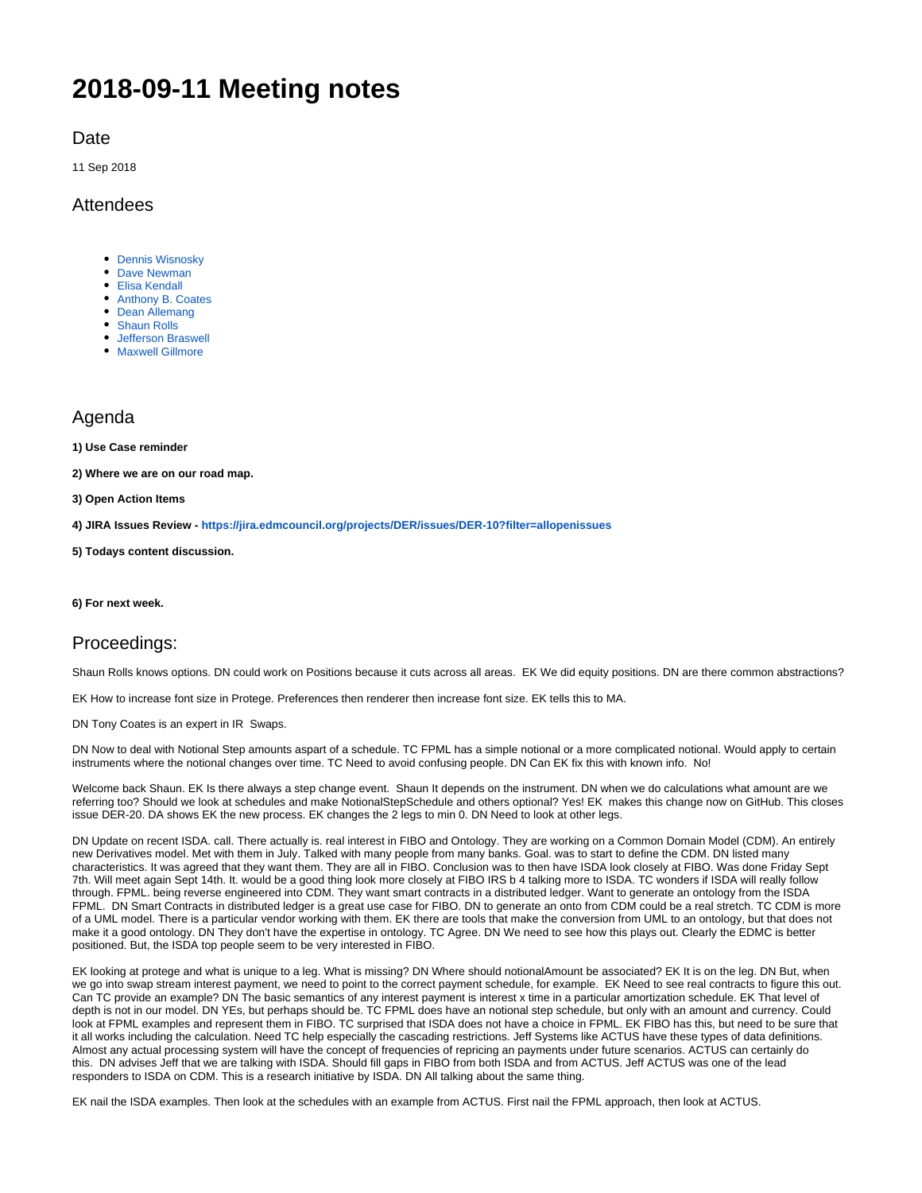# 2018-09-11 Meeting notes

## Date

11 Sep 2018

## Attendees

- Dennis Wisnosky
- Dave Newman
- Elisa Kendall
- Anthony B. Coates
- Dean Allemang
- Shaun Rolls
- Jefferson Braswell
- Maxwell Gillmore

## Agenda

**1) Use Case reminder**

**2) Where we are on our road map.**

**3) Open Action Items**

**4) JIRA Issues Review - https://jira.edmcouncil.org/projects/DER/issues/DER-10?filter=allopenissues**

**5) Todays content discussion.**

**6) For next week.**

## Proceedings:

Shaun Rolls knows options. DN could work on Positions because it cuts across all areas. EK We did equity positions. DN are there common abstractions?

EK How to increase font size in Protege. Preferences then renderer then increase font size. EK tells this to MA.

DN Tony Coates is an expert in IR Swaps.

DN Now to deal with Notional Step amounts aspart of a schedule. TC FPML has a simple notional or a more complicated notional. Would apply to certain instruments where the notional changes over time. TC Need to avoid confusing people. DN Can EK fix this with known info. No!

Welcome back Shaun. EK Is there always a step change event. Shaun It depends on the instrument. DN when we do calculations what amount are we referring too? Should we look at schedules and make NotionalStepSchedule and others optional? Yes! EK makes this change now on GitHub. This closes issue DER-20. DA shows EK the new process. EK changes the 2 legs to min 0. DN Need to look at other legs.

DN Update on recent ISDA. call. There actually is. real interest in FIBO and Ontology. They are working on a Common Domain Model (CDM). An entirely new Derivatives model. Met with them in July. Talked with many people from many banks. Goal. was to start to define the CDM. DN listed many characteristics. It was agreed that they want them. They are all in FIBO. Conclusion was to then have ISDA look closely at FIBO. Was done Friday Sept 7th. Will meet again Sept 14th. It. would be a good thing look more closely at FIBO IRS b 4 talking more to ISDA. TC wonders if ISDA will really follow through. FPML. being reverse engineered into CDM. They want smart contracts in a distributed ledger. Want to generate an ontology from the ISDA FPML. DN Smart Contracts in distributed ledger is a great use case for FIBO. DN to generate an onto from CDM could be a real stretch. TC CDM is more of a UML model. There is a particular vendor working with them. EK there are tools that make the conversion from UML to an ontology, but that does not make it a good ontology. DN They don't have the expertise in ontology. TC Agree. DN We need to see how this plays out. Clearly the EDMC is better positioned. But, the ISDA top people seem to be very interested in FIBO.

EK looking at protege and what is unique to a leg. What is missing? DN Where should notionalAmount be associated? EK It is on the leg. DN But, when we go into swap stream interest payment, we need to point to the correct payment schedule, for example. EK Need to see real contracts to figure this out. Can TC provide an example? DN The basic semantics of any interest payment is interest x time in a particular amortization schedule. EK That level of depth is not in our model. DN YEs, but perhaps should be. TC FPML does have an notional step schedule, but only with an amount and currency. Could look at FPML examples and represent them in FIBO. TC surprised that ISDA does not have a choice in FPML. EK FIBO has this, but need to be sure that it all works including the calculation. Need TC help especially the cascading restrictions. Jeff Systems like ACTUS have these types of data definitions. Almost any actual processing system will have the concept of frequencies of repricing an payments under future scenarios. ACTUS can certainly do this. DN advises Jeff that we are talking with ISDA. Should fill gaps in FIBO from both ISDA and from ACTUS. Jeff ACTUS was one of the lead responders to ISDA on CDM. This is a research initiative by ISDA. DN All talking about the same thing.

EK nail the ISDA examples. Then look at the schedules with an example from ACTUS. First nail the FPML approach, then look at ACTUS.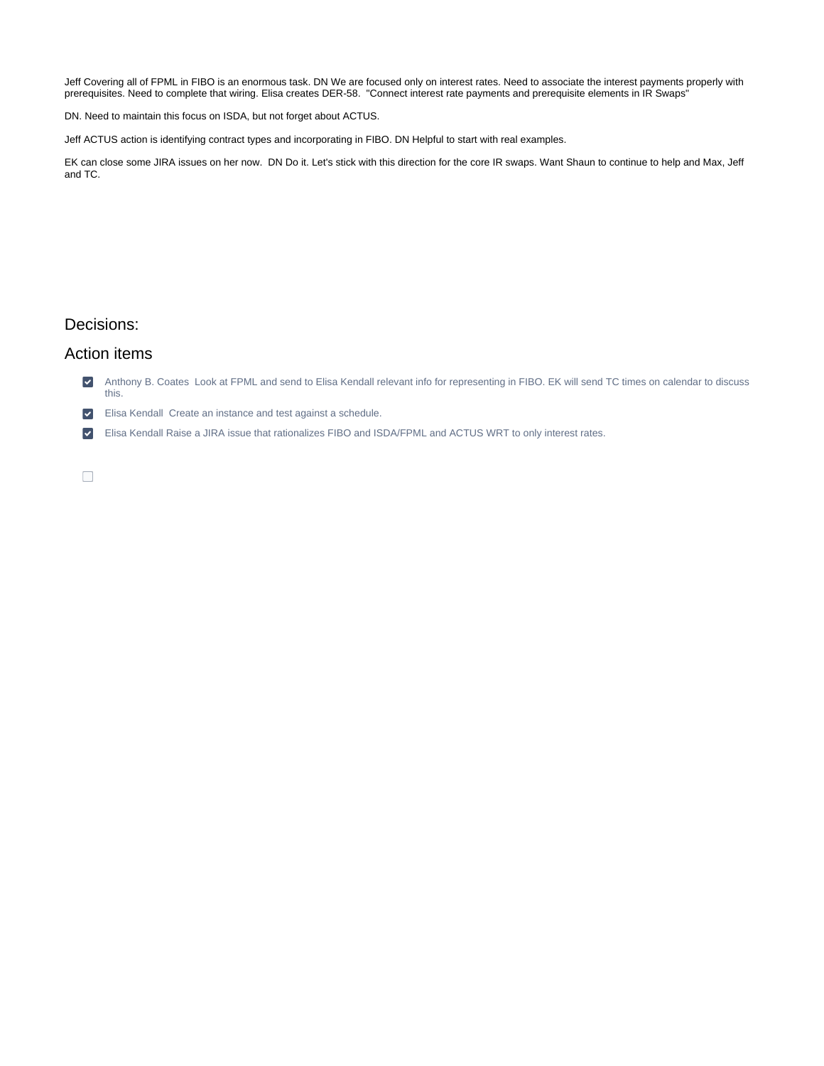Jeff Covering all of FPML in FIBO is an enormous task. DN We are focused only on interest rates. Need to associate the interest payments properly with prerequisites. Need to complete that wiring. Elisa creates DER-58. "Connect interest rate payments and prerequisite elements in IR Swaps"

DN. Need to maintain this focus on ISDA, but not forget about ACTUS.

Jeff ACTUS action is identifying contract types and incorporating in FIBO. DN Helpful to start with real examples.

EK can close some JIRA issues on her now. DN Do it. Let's stick with this direction for the core IR swaps. Want Shaun to continue to help and Max, Jeff and TC.

## Decisions:

## Action items

- [x] Anthony B. Coates Look at FPML and send to Elisa Kendall relevant info for representing in FIBO. EK will send TC times on calendar to discuss this.
- [x] Elisa Kendall Create an instance and test against a schedule.
- [x] Elisa Kendall Raise a JIRA issue that rationalizes FIBO and ISDA/FPML and ACTUS WRT to only interest rates.
- [ ]